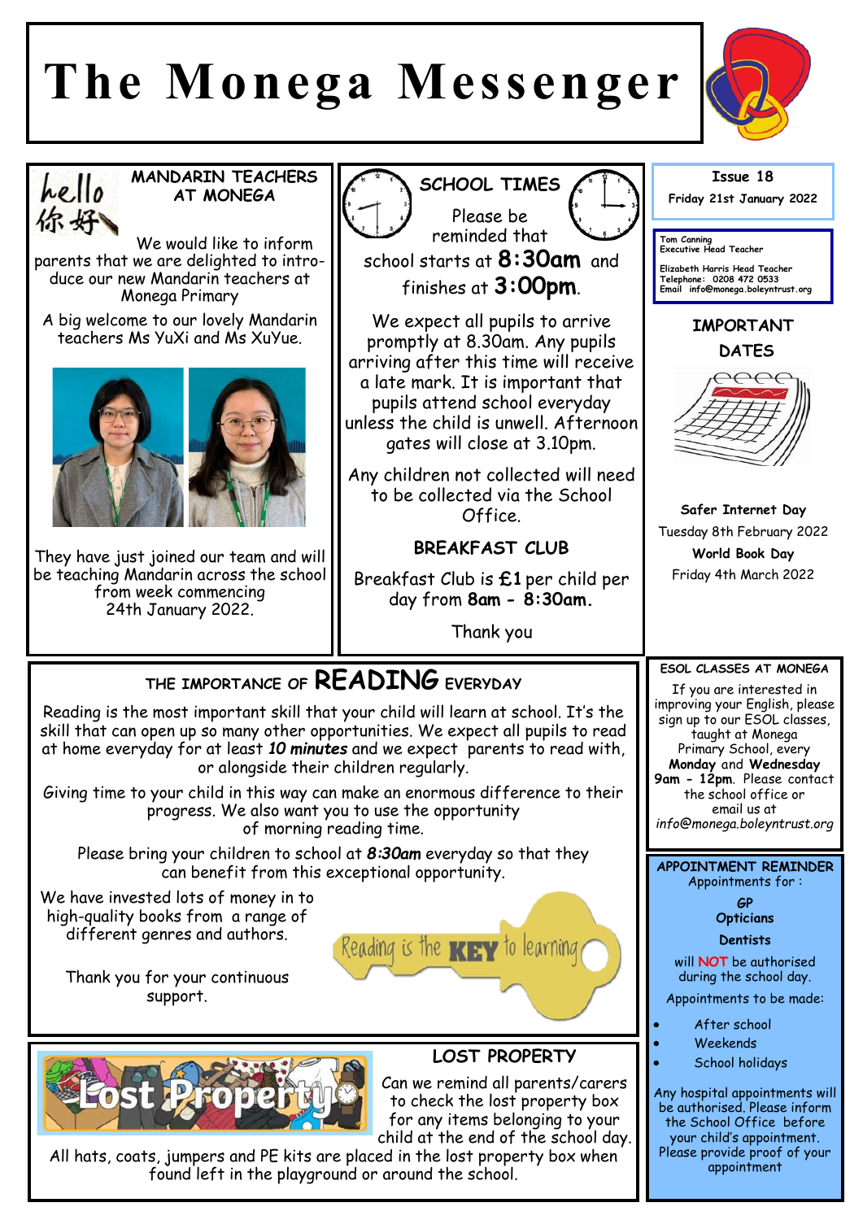# The Monega Messenger

**Issue 18**

**Friday 21st January 2022**

Tom Canning
Executive Head Teacher

Elizabeth Harris Head Teacher
Telephone: 0208 472 0533
Email info@monega.boleyntrust.org

## MANDARIN TEACHERS AT MONEGA

hello 你好

We would like to inform parents that we are delighted to introduce our new Mandarin teachers at Monega Primary

A big welcome to our lovely Mandarin teachers Ms YuXi and Ms XuYue.

They have just joined our team and will be teaching Mandarin across the school from week commencing 24th January 2022.

## SCHOOL TIMES

Please be reminded that school starts at **8:30am** and finishes at **3:00pm**.

We expect all pupils to arrive promptly at 8.30am. Any pupils arriving after this time will receive a late mark. It is important that pupils attend school everyday unless the child is unwell. Afternoon gates will close at 3.10pm.

Any children not collected will need to be collected via the School Office.

### BREAKFAST CLUB

Breakfast Club is **£1** per child per day from **8am - 8:30am.**

Thank you

## IMPORTANT DATES

**Safer Internet Day**
Tuesday 8th February 2022

**World Book Day**
Friday 4th March 2022

## THE IMPORTANCE OF READING EVERYDAY

Reading is the most important skill that your child will learn at school. It's the skill that can open up so many other opportunities. We expect all pupils to read at home everyday for at least ***10 minutes*** and we expect parents to read with, or alongside their children regularly.

Giving time to your child in this way can make an enormous difference to their progress. We also want you to use the opportunity of morning reading time.

Please bring your children to school at ***8:30am*** everyday so that they can benefit from this exceptional opportunity.

We have invested lots of money in to high-quality books from a range of different genres and authors.

Reading is the **KEY** to learning

Thank you for your continuous support.

## ESOL CLASSES AT MONEGA

If you are interested in improving your English, please sign up to our ESOL classes, taught at Monega Primary School, every **Monday** and **Wednesday** **9am - 12pm**. Please contact the school office or email us at *info@monega.boleyntrust.org*

## APPOINTMENT REMINDER

Appointments for :

**GP**
**Opticians**
**Dentists**

will **NOT** be authorised during the school day.

Appointments to be made:

- After school
- Weekends
- School holidays

Any hospital appointments will be authorised. Please inform the School Office before your child's appointment. Please provide proof of your appointment

## LOST PROPERTY

Lost Property

Can we remind all parents/carers to check the lost property box for any items belonging to your child at the end of the school day. All hats, coats, jumpers and PE kits are placed in the lost property box when found left in the playground or around the school.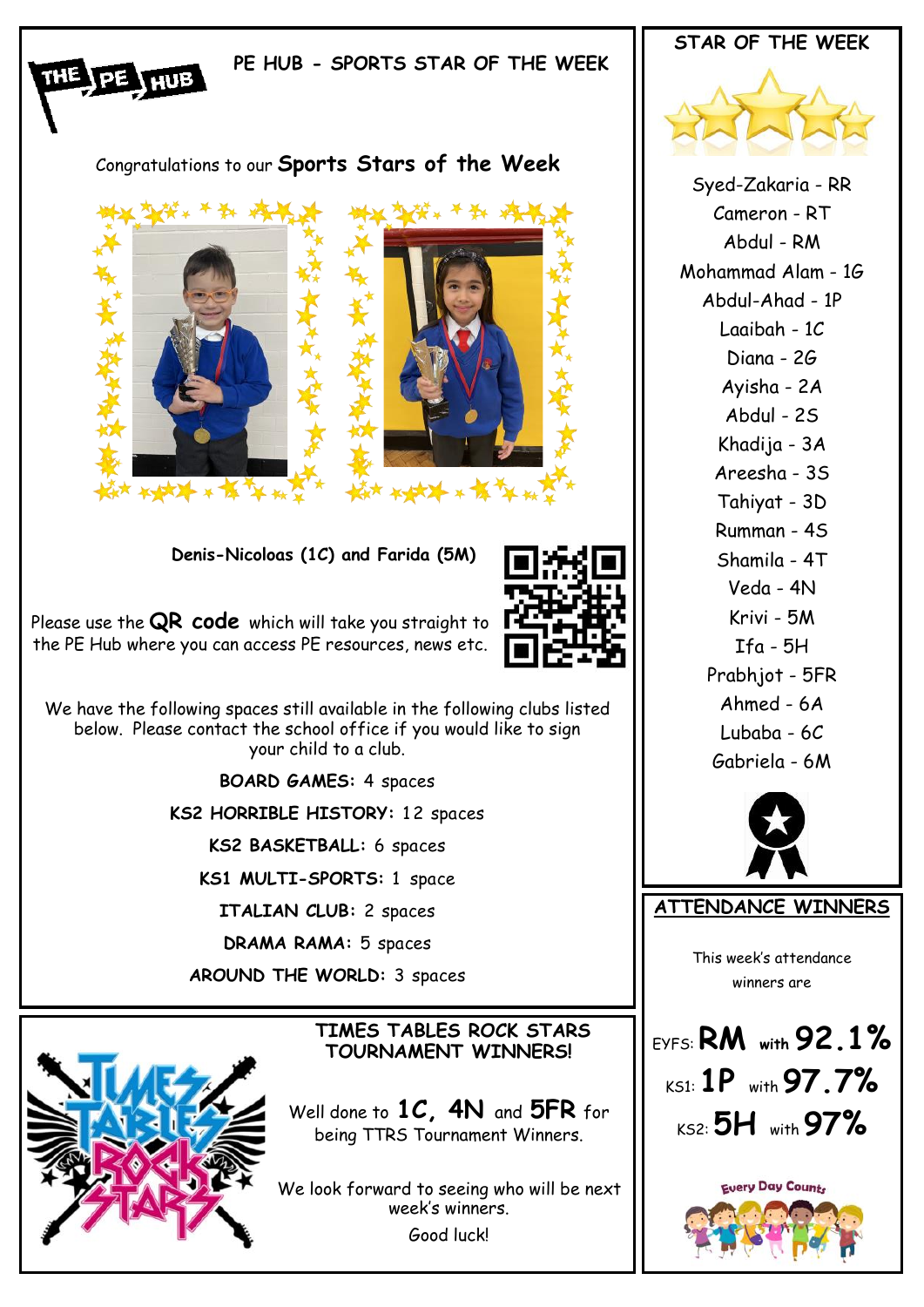## PE HUB - SPORTS STAR OF THE WEEK

Congratulations to our **Sports Stars of the Week**

**Denis-Nicoloas (1C) and Farida (5M)**

Please use the **QR code** which will take you straight to the PE Hub where you can access PE resources, news etc.

We have the following spaces still available in the following clubs listed below. Please contact the school office if you would like to sign your child to a club.

**BOARD GAMES:** 4 spaces

**KS2 HORRIBLE HISTORY:** 12 spaces

**KS2 BASKETBALL:** 6 spaces

**KS1 MULTI-SPORTS:** 1 space

**ITALIAN CLUB:** 2 spaces

**DRAMA RAMA:** 5 spaces

**AROUND THE WORLD:** 3 spaces

## TIMES TABLES ROCK STARS TOURNAMENT WINNERS!

Well done to **1C, 4N** and **5FR** for being TTRS Tournament Winners.

We look forward to seeing who will be next week's winners.

Good luck!

## STAR OF THE WEEK

Syed-Zakaria - RR
Cameron - RT
Abdul - RM
Mohammad Alam - 1G
Abdul-Ahad - 1P
Laaibah - 1C
Diana - 2G
Ayisha - 2A
Abdul - 2S
Khadija - 3A
Areesha - 3S
Tahiyat - 3D
Rumman - 4S
Shamila - 4T
Veda - 4N
Krivi - 5M
Ifa - 5H
Prabhjot - 5FR
Ahmed - 6A
Lubaba - 6C
Gabriela - 6M

## ATTENDANCE WINNERS

This week's attendance winners are

EYFS: **RM** with **92.1%**

KS1: **1P** with **97.7%**

KS2: **5H** with **97%**

Every Day Counts